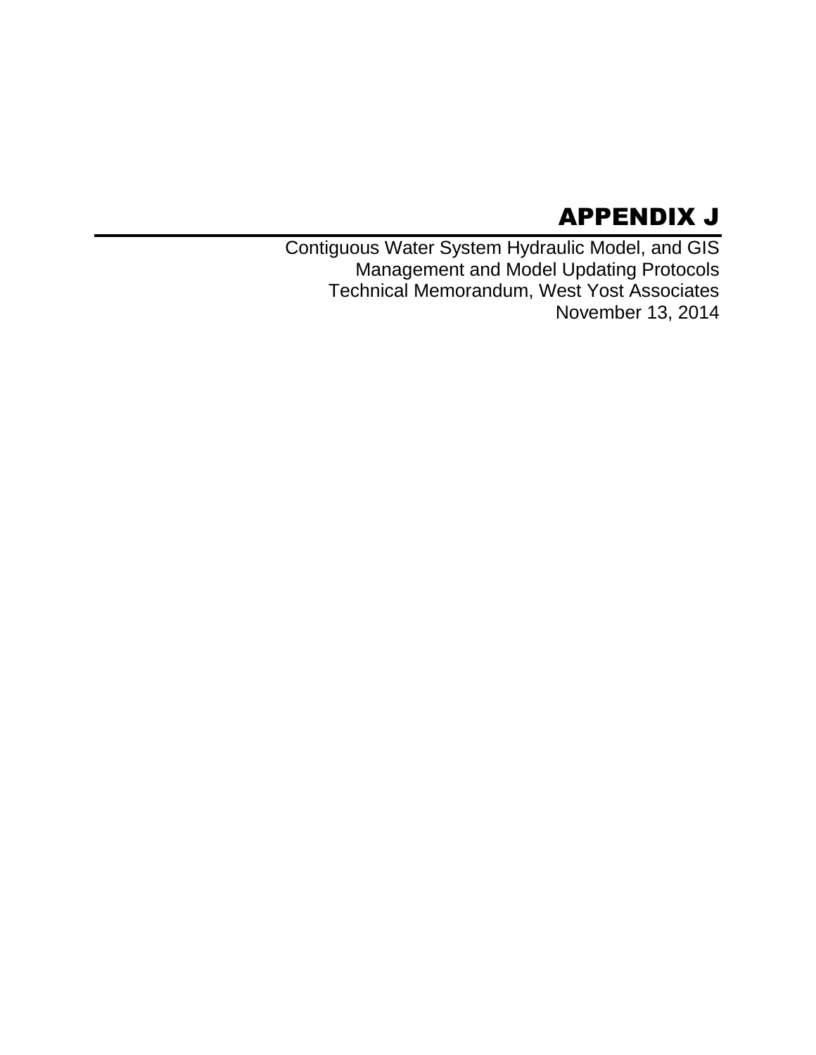# APPENDIX J

Contiguous Water System Hydraulic Model, and GIS Management and Model Updating Protocols
Technical Memorandum, West Yost Associates
November 13, 2014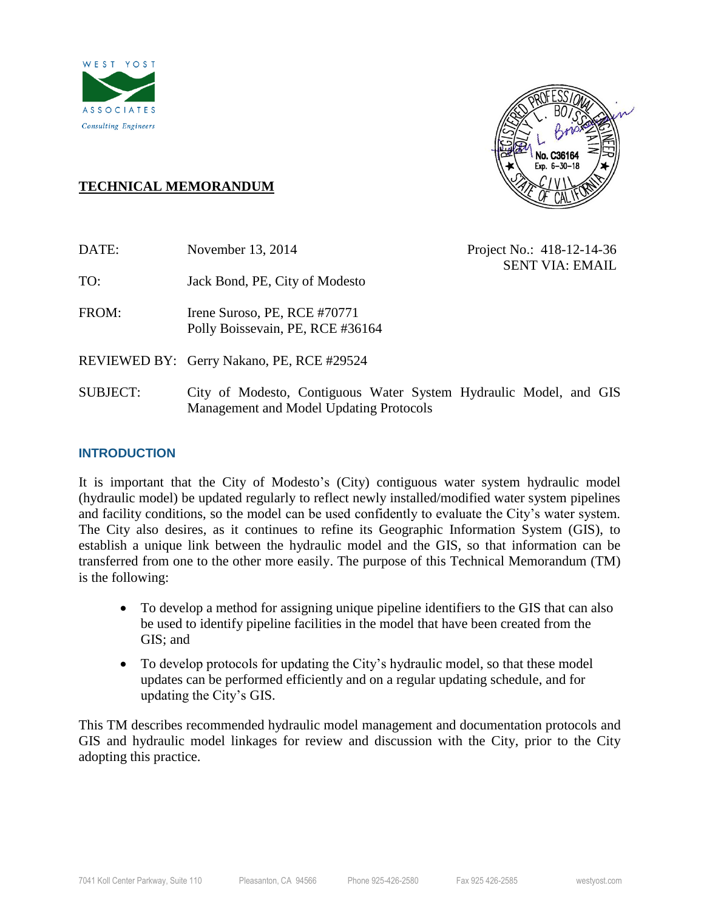**TECHNICAL MEMORANDUM**

DATE: November 13, 2014

Project No.: 418-12-14-36
SENT VIA: EMAIL

TO: Jack Bond, PE, City of Modesto

FROM: Irene Suroso, PE, RCE #70771
Polly Boissevain, PE, RCE #36164

REVIEWED BY: Gerry Nakano, PE, RCE #29524

SUBJECT: City of Modesto, Contiguous Water System Hydraulic Model, and GIS Management and Model Updating Protocols

## INTRODUCTION

It is important that the City of Modesto's (City) contiguous water system hydraulic model (hydraulic model) be updated regularly to reflect newly installed/modified water system pipelines and facility conditions, so the model can be used confidently to evaluate the City's water system. The City also desires, as it continues to refine its Geographic Information System (GIS), to establish a unique link between the hydraulic model and the GIS, so that information can be transferred from one to the other more easily. The purpose of this Technical Memorandum (TM) is the following:

- To develop a method for assigning unique pipeline identifiers to the GIS that can also be used to identify pipeline facilities in the model that have been created from the GIS; and
- To develop protocols for updating the City's hydraulic model, so that these model updates can be performed efficiently and on a regular updating schedule, and for updating the City's GIS.

This TM describes recommended hydraulic model management and documentation protocols and GIS and hydraulic model linkages for review and discussion with the City, prior to the City adopting this practice.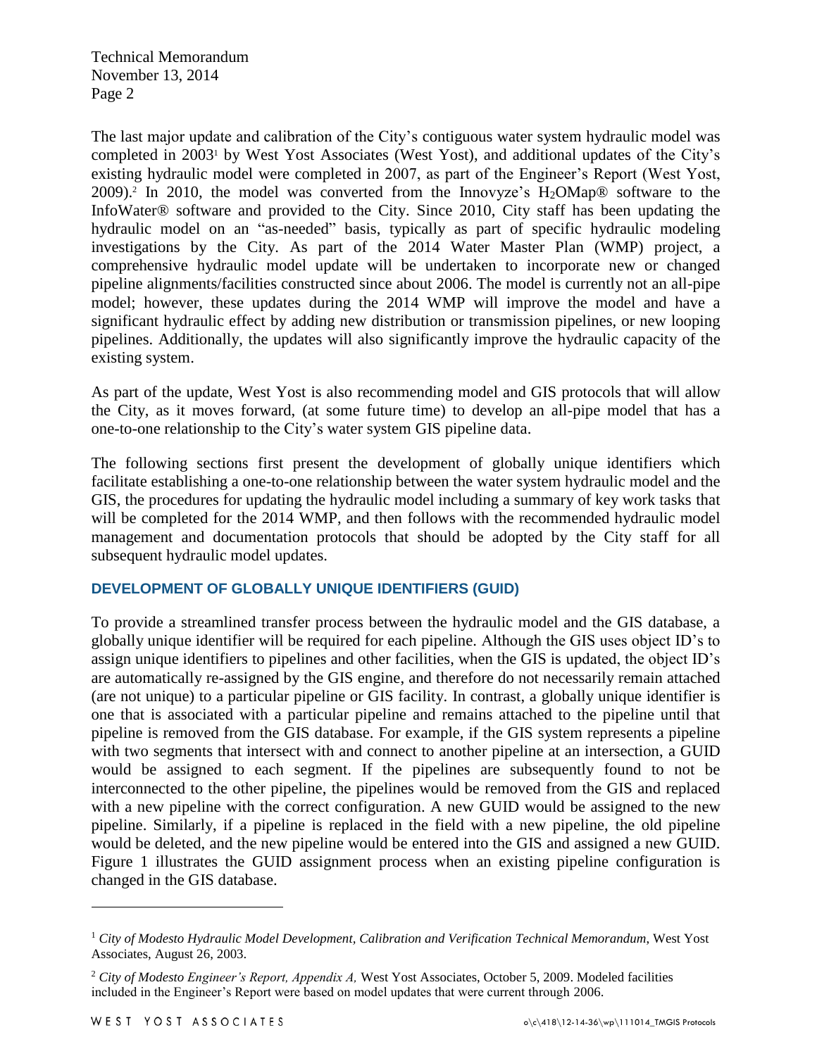The last major update and calibration of the City's contiguous water system hydraulic model was completed in 2003[1] by West Yost Associates (West Yost), and additional updates of the City's existing hydraulic model were completed in 2007, as part of the Engineer's Report (West Yost, 2009).[2] In 2010, the model was converted from the Innovyze's $H_2OMap$® software to the InfoWater® software and provided to the City. Since 2010, City staff has been updating the hydraulic model on an "as-needed" basis, typically as part of specific hydraulic modeling investigations by the City. As part of the 2014 Water Master Plan (WMP) project, a comprehensive hydraulic model update will be undertaken to incorporate new or changed pipeline alignments/facilities constructed since about 2006. The model is currently not an all-pipe model; however, these updates during the 2014 WMP will improve the model and have a significant hydraulic effect by adding new distribution or transmission pipelines, or new looping pipelines. Additionally, the updates will also significantly improve the hydraulic capacity of the existing system.

As part of the update, West Yost is also recommending model and GIS protocols that will allow the City, as it moves forward, (at some future time) to develop an all-pipe model that has a one-to-one relationship to the City's water system GIS pipeline data.

The following sections first present the development of globally unique identifiers which facilitate establishing a one-to-one relationship between the water system hydraulic model and the GIS, the procedures for updating the hydraulic model including a summary of key work tasks that will be completed for the 2014 WMP, and then follows with the recommended hydraulic model management and documentation protocols that should be adopted by the City staff for all subsequent hydraulic model updates.

## DEVELOPMENT OF GLOBALLY UNIQUE IDENTIFIERS (GUID)

To provide a streamlined transfer process between the hydraulic model and the GIS database, a globally unique identifier will be required for each pipeline. Although the GIS uses object ID's to assign unique identifiers to pipelines and other facilities, when the GIS is updated, the object ID's are automatically re-assigned by the GIS engine, and therefore do not necessarily remain attached (are not unique) to a particular pipeline or GIS facility. In contrast, a globally unique identifier is one that is associated with a particular pipeline and remains attached to the pipeline until that pipeline is removed from the GIS database. For example, if the GIS system represents a pipeline with two segments that intersect with and connect to another pipeline at an intersection, a GUID would be assigned to each segment. If the pipelines are subsequently found to not be interconnected to the other pipeline, the pipelines would be removed from the GIS and replaced with a new pipeline with the correct configuration. A new GUID would be assigned to the new pipeline. Similarly, if a pipeline is replaced in the field with a new pipeline, the old pipeline would be deleted, and the new pipeline would be entered into the GIS and assigned a new GUID. Figure 1 illustrates the GUID assignment process when an existing pipeline configuration is changed in the GIS database.

---

[1] *City of Modesto Hydraulic Model Development, Calibration and Verification Technical Memorandum*, West Yost Associates, August 26, 2003.

[2] *City of Modesto Engineer's Report, Appendix A,* West Yost Associates, October 5, 2009. Modeled facilities included in the Engineer's Report were based on model updates that were current through 2006.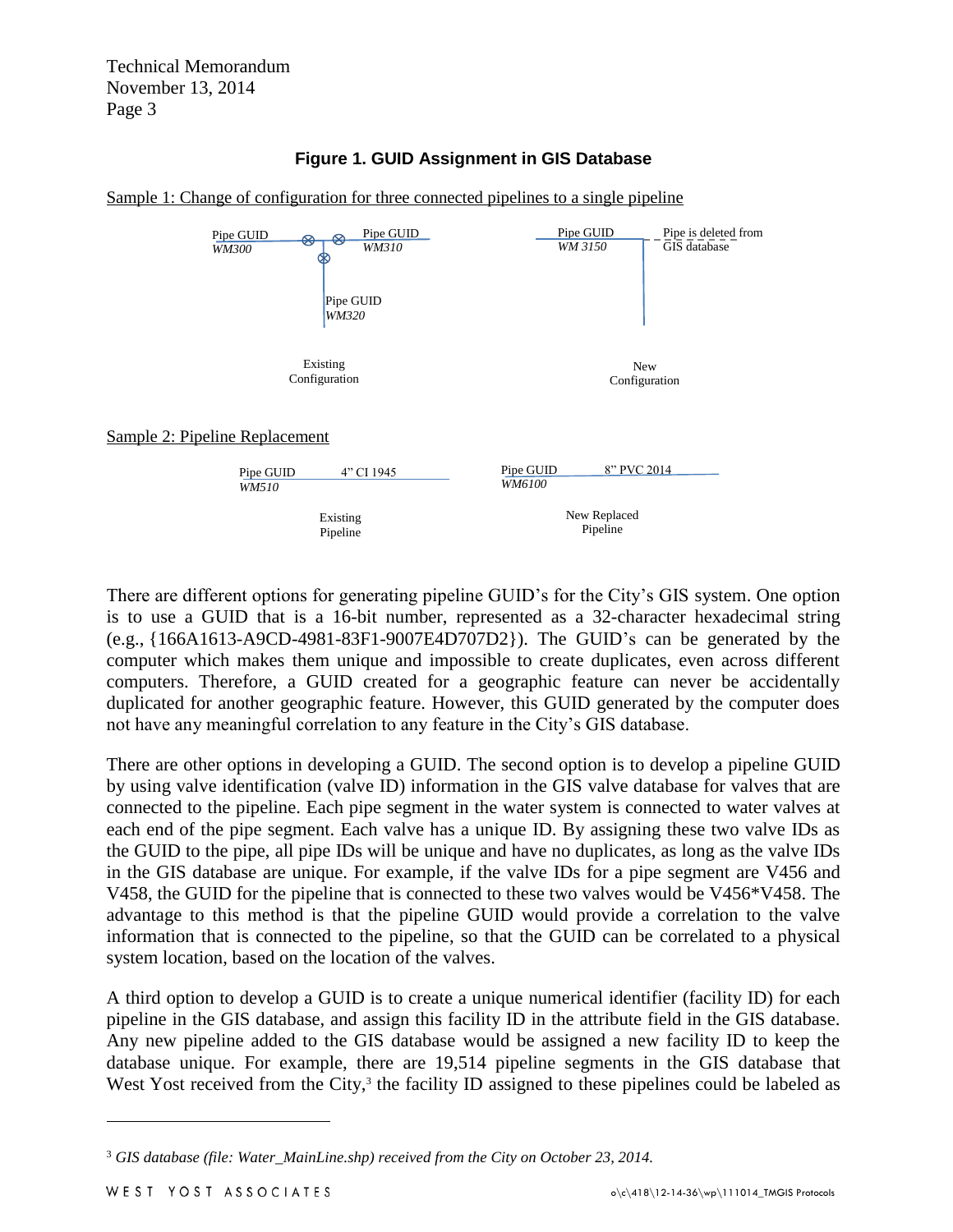**Figure 1. GUID Assignment in GIS Database**

Sample 1: Change of configuration for three connected pipelines to a single pipeline

Pipe GUID
*WM300*

Pipe GUID
*WM310*

Pipe GUID
*WM320*

Existing
Configuration

Pipe GUID
*WM 3150*

Pipe is deleted from
GIS database

New
Configuration

Sample 2: Pipeline Replacement

Pipe GUID
*WM510*

4" CI 1945

Existing
Pipeline

Pipe GUID
*WM6100*

8" PVC 2014

New Replaced
Pipeline

There are different options for generating pipeline GUID's for the City's GIS system. One option is to use a GUID that is a 16-bit number, represented as a 32-character hexadecimal string (e.g., {166A1613-A9CD-4981-83F1-9007E4D707D2}). The GUID's can be generated by the computer which makes them unique and impossible to create duplicates, even across different computers. Therefore, a GUID created for a geographic feature can never be accidentally duplicated for another geographic feature. However, this GUID generated by the computer does not have any meaningful correlation to any feature in the City's GIS database.

There are other options in developing a GUID. The second option is to develop a pipeline GUID by using valve identification (valve ID) information in the GIS valve database for valves that are connected to the pipeline. Each pipe segment in the water system is connected to water valves at each end of the pipe segment. Each valve has a unique ID. By assigning these two valve IDs as the GUID to the pipe, all pipe IDs will be unique and have no duplicates, as long as the valve IDs in the GIS database are unique. For example, if the valve IDs for a pipe segment are V456 and V458, the GUID for the pipeline that is connected to these two valves would be V456*V458. The advantage to this method is that the pipeline GUID would provide a correlation to the valve information that is connected to the pipeline, so that the GUID can be correlated to a physical system location, based on the location of the valves.

A third option to develop a GUID is to create a unique numerical identifier (facility ID) for each pipeline in the GIS database, and assign this facility ID in the attribute field in the GIS database. Any new pipeline added to the GIS database would be assigned a new facility ID to keep the database unique. For example, there are 19,514 pipeline segments in the GIS database that West Yost received from the City,[3] the facility ID assigned to these pipelines could be labeled as

---

[3] *GIS database (file: Water_MainLine.shp) received from the City on October 23, 2014.*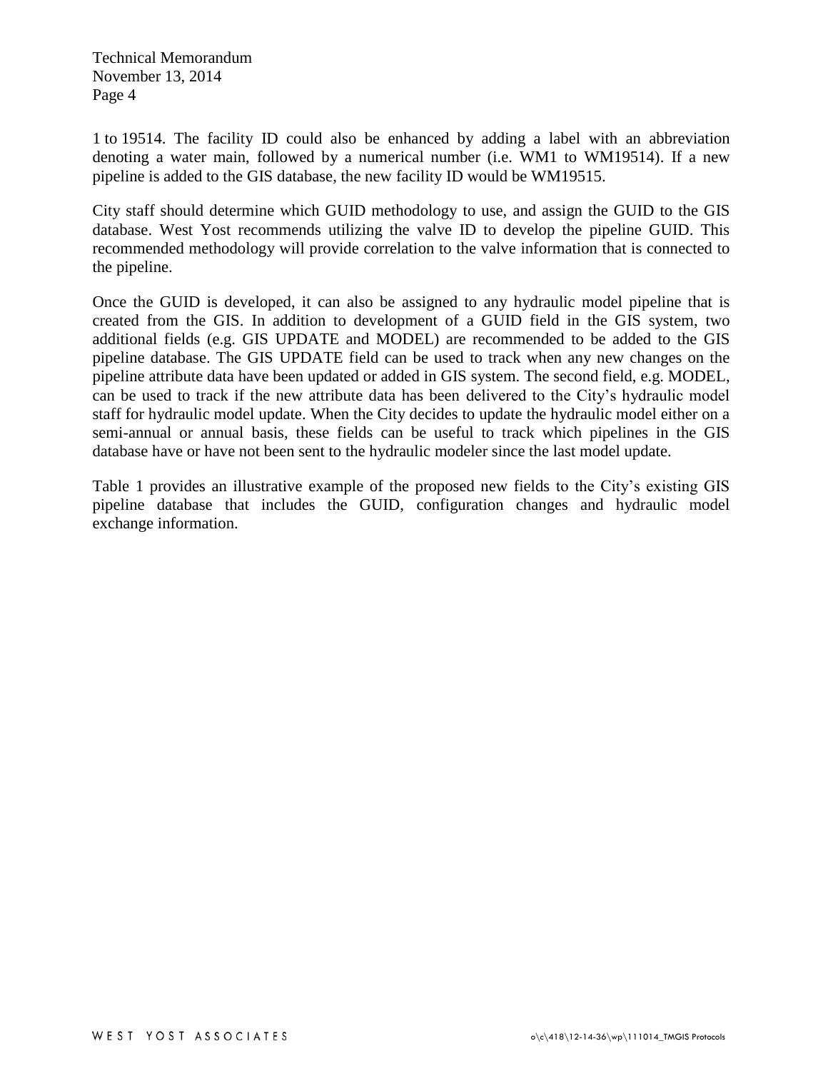1 to 19514. The facility ID could also be enhanced by adding a label with an abbreviation denoting a water main, followed by a numerical number (i.e. WM1 to WM19514). If a new pipeline is added to the GIS database, the new facility ID would be WM19515.

City staff should determine which GUID methodology to use, and assign the GUID to the GIS database. West Yost recommends utilizing the valve ID to develop the pipeline GUID. This recommended methodology will provide correlation to the valve information that is connected to the pipeline.

Once the GUID is developed, it can also be assigned to any hydraulic model pipeline that is created from the GIS. In addition to development of a GUID field in the GIS system, two additional fields (e.g. GIS UPDATE and MODEL) are recommended to be added to the GIS pipeline database. The GIS UPDATE field can be used to track when any new changes on the pipeline attribute data have been updated or added in GIS system. The second field, e.g. MODEL, can be used to track if the new attribute data has been delivered to the City's hydraulic model staff for hydraulic model update. When the City decides to update the hydraulic model either on a semi-annual or annual basis, these fields can be useful to track which pipelines in the GIS database have or have not been sent to the hydraulic modeler since the last model update.

Table 1 provides an illustrative example of the proposed new fields to the City's existing GIS pipeline database that includes the GUID, configuration changes and hydraulic model exchange information.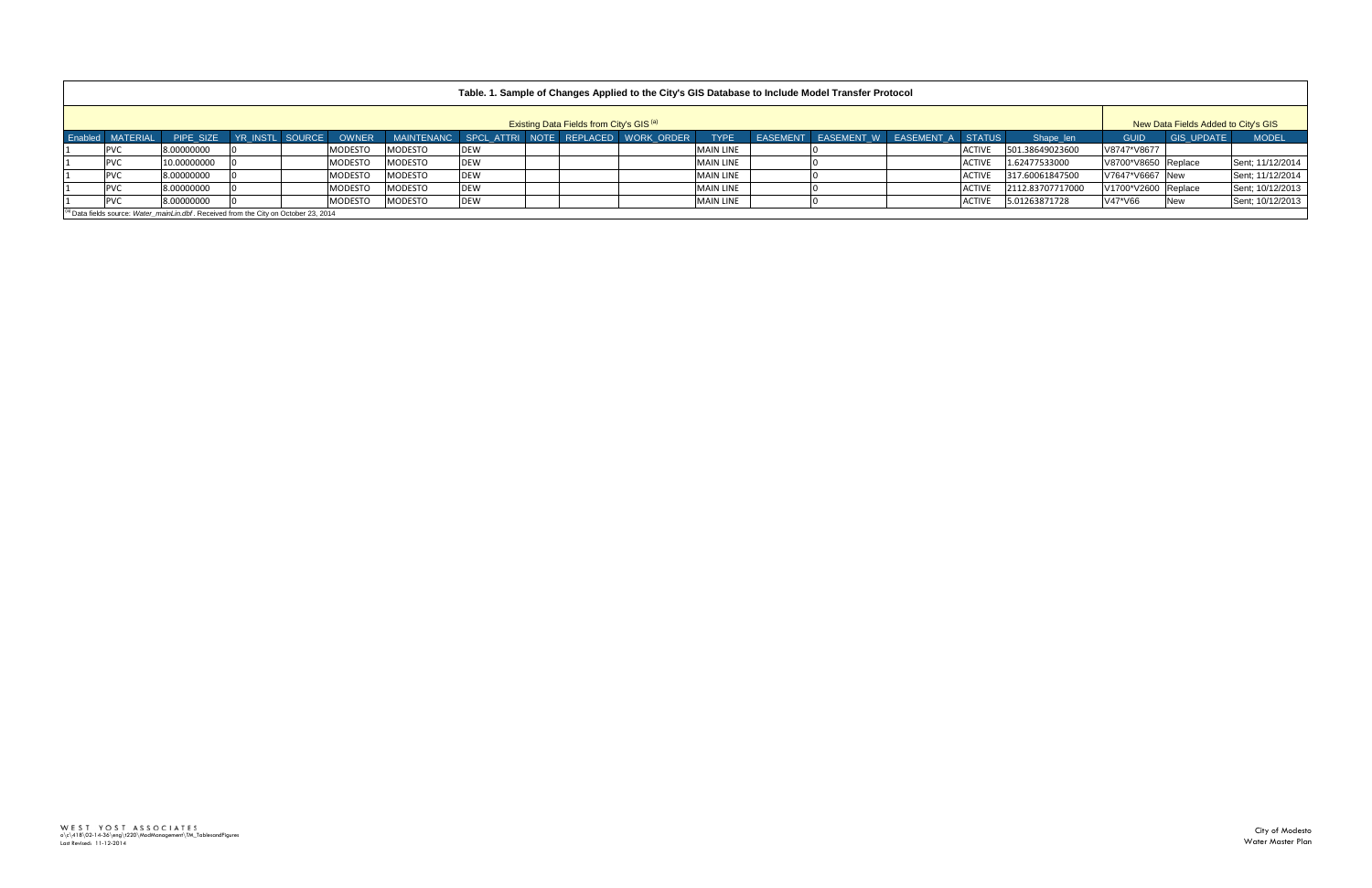**Table. 1. Sample of Changes Applied to the City's GIS Database to Include Model Transfer Protocol**

| Existing Data Fields from City's GIS [a] | | | | | | | | | | | | | | | | | | | New Data Fields Added to City's GIS | | |
|---|---|---|---|---|---|---|---|---|---|---|---|---|---|---|---|---|---|---|---|---|---|
| Enabled | MATERIAL | PIPE_SIZE | YR_INSTL | SOURCE | OWNER | MAINTENANC | SPCL_ATTRI | NOTE | REPLACED | WORK_ORDER | TYPE | EASEMENT | EASEMENT_W | EASEMENT_A | STATUS | Shape_len | GUID | GIS_UPDATE | MODEL |
| 1 | PVC | 8.00000000 | 0 | | MODESTO | MODESTO | DEW | | | | MAIN LINE | | 0 | | ACTIVE | 501.38649023600 | V8747*V8677 | | |
| 1 | PVC | 10.00000000 | 0 | | MODESTO | MODESTO | DEW | | | | MAIN LINE | | 0 | | ACTIVE | 1.62477533000 | V8700*V8650 | Replace | Sent; 11/12/2014 |
| 1 | PVC | 8.00000000 | 0 | | MODESTO | MODESTO | DEW | | | | MAIN LINE | | 0 | | ACTIVE | 317.60061847500 | V7647*V6667 | New | Sent; 11/12/2014 |
| 1 | PVC | 8.00000000 | 0 | | MODESTO | MODESTO | DEW | | | | MAIN LINE | | 0 | | ACTIVE | 2112.83707717000 | V1700*V2600 | Replace | Sent; 10/12/2013 |
| 1 | PVC | 8.00000000 | 0 | | MODESTO | MODESTO | DEW | | | | MAIN LINE | | 0 | | ACTIVE | 5.01263871728 | V47*V66 | New | Sent; 10/12/2013 |

[a] Data fields source: *Water_mainLin.dbf*. Received from the City on October 23, 2014

WEST YOST ASSOCIATES
o\c\418\02-14-36\eng\t220\ModManagement\TM_TablesandFigures
Last Revised: 11-12-2014

City of Modesto
Water Master Plan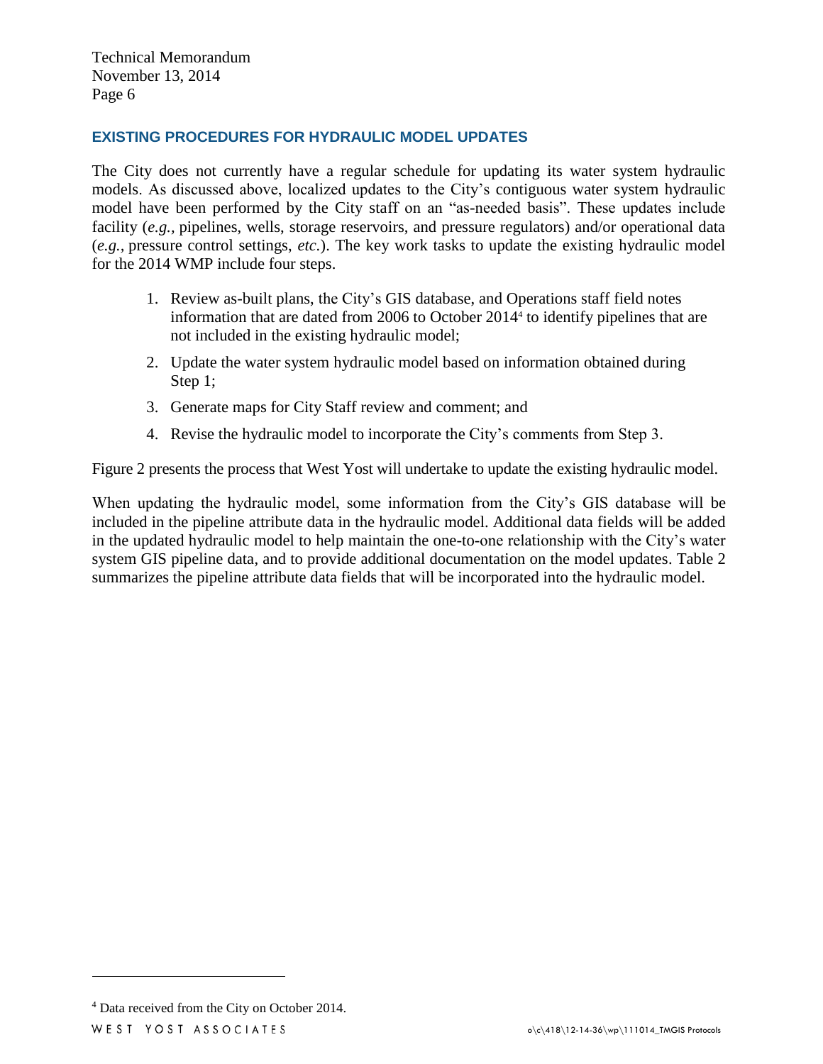## EXISTING PROCEDURES FOR HYDRAULIC MODEL UPDATES

The City does not currently have a regular schedule for updating its water system hydraulic models. As discussed above, localized updates to the City's contiguous water system hydraulic model have been performed by the City staff on an "as-needed basis". These updates include facility (*e.g.,* pipelines, wells, storage reservoirs, and pressure regulators) and/or operational data (*e.g.*, pressure control settings, *etc.*). The key work tasks to update the existing hydraulic model for the 2014 WMP include four steps.

1. Review as-built plans, the City's GIS database, and Operations staff field notes information that are dated from 2006 to October 2014[4] to identify pipelines that are not included in the existing hydraulic model;
2. Update the water system hydraulic model based on information obtained during Step 1;
3. Generate maps for City Staff review and comment; and
4. Revise the hydraulic model to incorporate the City's comments from Step 3.

Figure 2 presents the process that West Yost will undertake to update the existing hydraulic model.

When updating the hydraulic model, some information from the City's GIS database will be included in the pipeline attribute data in the hydraulic model. Additional data fields will be added in the updated hydraulic model to help maintain the one-to-one relationship with the City's water system GIS pipeline data, and to provide additional documentation on the model updates. Table 2 summarizes the pipeline attribute data fields that will be incorporated into the hydraulic model.

[4] Data received from the City on October 2014.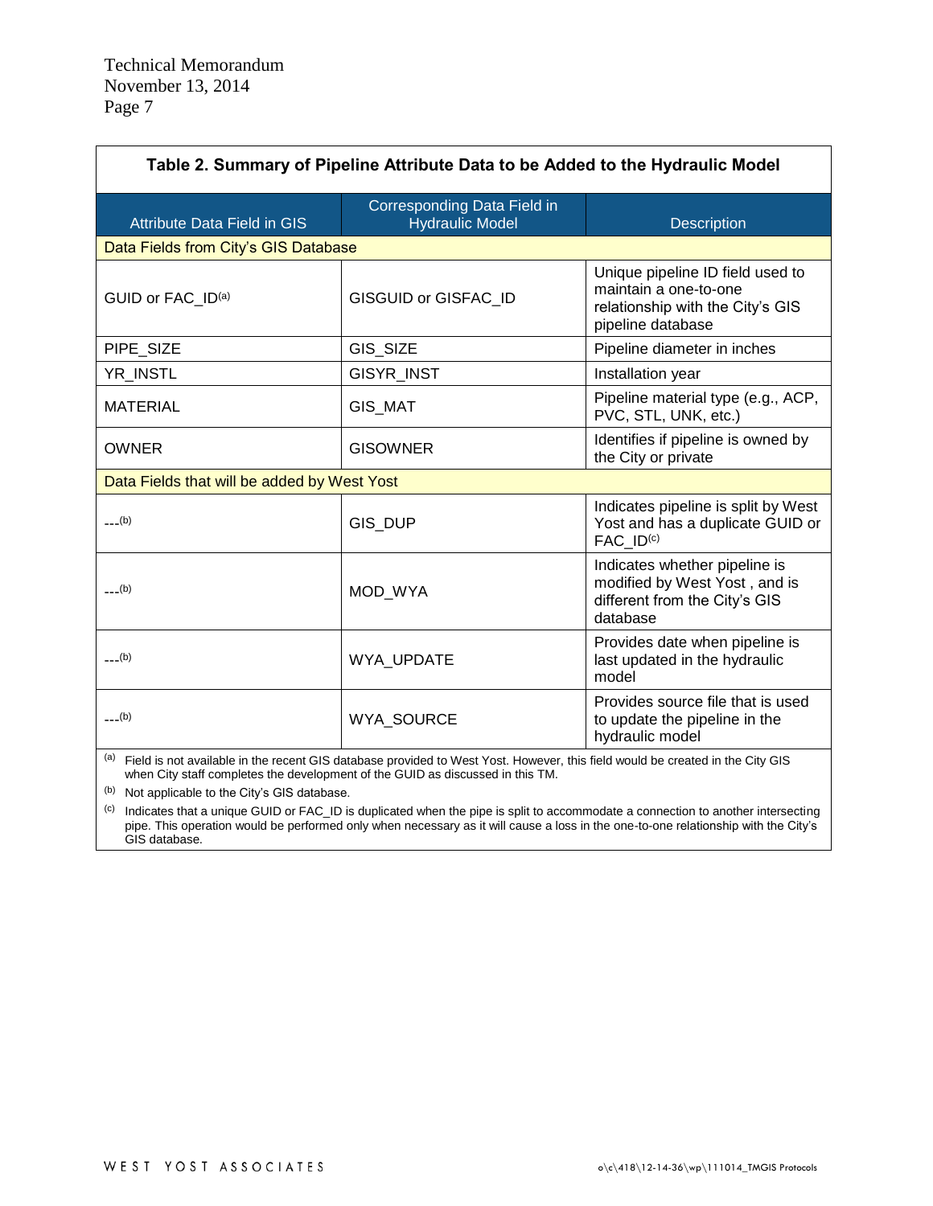**Table 2. Summary of Pipeline Attribute Data to be Added to the Hydraulic Model**

| Attribute Data Field in GIS | Corresponding Data Field in Hydraulic Model | Description |
|---|---|---|
| **Data Fields from City's GIS Database** | | |
| GUID or FAC_ID[(a)] | GISGUID or GISFAC_ID | Unique pipeline ID field used to maintain a one-to-one relationship with the City's GIS pipeline database |
| PIPE_SIZE | GIS_SIZE | Pipeline diameter in inches |
| YR_INSTL | GISYR_INST | Installation year |
| MATERIAL | GIS_MAT | Pipeline material type (e.g., ACP, PVC, STL, UNK, etc.) |
| OWNER | GISOWNER | Identifies if pipeline is owned by the City or private |
| **Data Fields that will be added by West Yost** | | |
| ---[(b)] | GIS_DUP | Indicates pipeline is split by West Yost and has a duplicate GUID or FAC_ID[(c)] |
| ---[(b)] | MOD_WYA | Indicates whether pipeline is modified by West Yost , and is different from the City's GIS database |
| ---[(b)] | WYA_UPDATE | Provides date when pipeline is last updated in the hydraulic model |
| ---[(b)] | WYA_SOURCE | Provides source file that is used to update the pipeline in the hydraulic model |

(a) Field is not available in the recent GIS database provided to West Yost. However, this field would be created in the City GIS when City staff completes the development of the GUID as discussed in this TM.

(b) Not applicable to the City's GIS database.

(c) Indicates that a unique GUID or FAC_ID is duplicated when the pipe is split to accommodate a connection to another intersecting pipe. This operation would be performed only when necessary as it will cause a loss in the one-to-one relationship with the City's GIS database.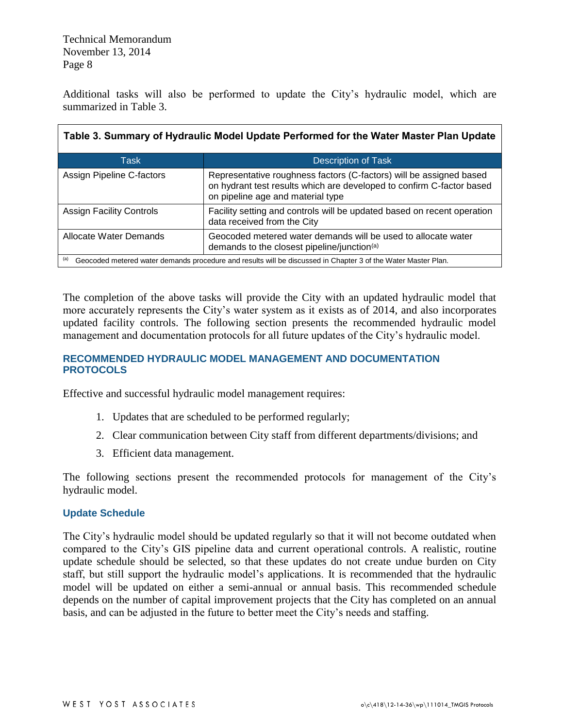Additional tasks will also be performed to update the City's hydraulic model, which are summarized in Table 3.

**Table 3. Summary of Hydraulic Model Update Performed for the Water Master Plan Update**

| Task | Description of Task |
|---|---|
| Assign Pipeline C-factors | Representative roughness factors (C-factors) will be assigned based on hydrant test results which are developed to confirm C-factor based on pipeline age and material type |
| Assign Facility Controls | Facility setting and controls will be updated based on recent operation data received from the City |
| Allocate Water Demands | Geocoded metered water demands will be used to allocate water demands to the closest pipeline/junction[a] |

[a] Geocoded metered water demands procedure and results will be discussed in Chapter 3 of the Water Master Plan.

The completion of the above tasks will provide the City with an updated hydraulic model that more accurately represents the City's water system as it exists as of 2014, and also incorporates updated facility controls. The following section presents the recommended hydraulic model management and documentation protocols for all future updates of the City's hydraulic model.

## RECOMMENDED HYDRAULIC MODEL MANAGEMENT AND DOCUMENTATION PROTOCOLS

Effective and successful hydraulic model management requires:

1. Updates that are scheduled to be performed regularly;
2. Clear communication between City staff from different departments/divisions; and
3. Efficient data management.

The following sections present the recommended protocols for management of the City's hydraulic model.

### Update Schedule

The City's hydraulic model should be updated regularly so that it will not become outdated when compared to the City's GIS pipeline data and current operational controls. A realistic, routine update schedule should be selected, so that these updates do not create undue burden on City staff, but still support the hydraulic model's applications. It is recommended that the hydraulic model will be updated on either a semi-annual or annual basis. This recommended schedule depends on the number of capital improvement projects that the City has completed on an annual basis, and can be adjusted in the future to better meet the City's needs and staffing.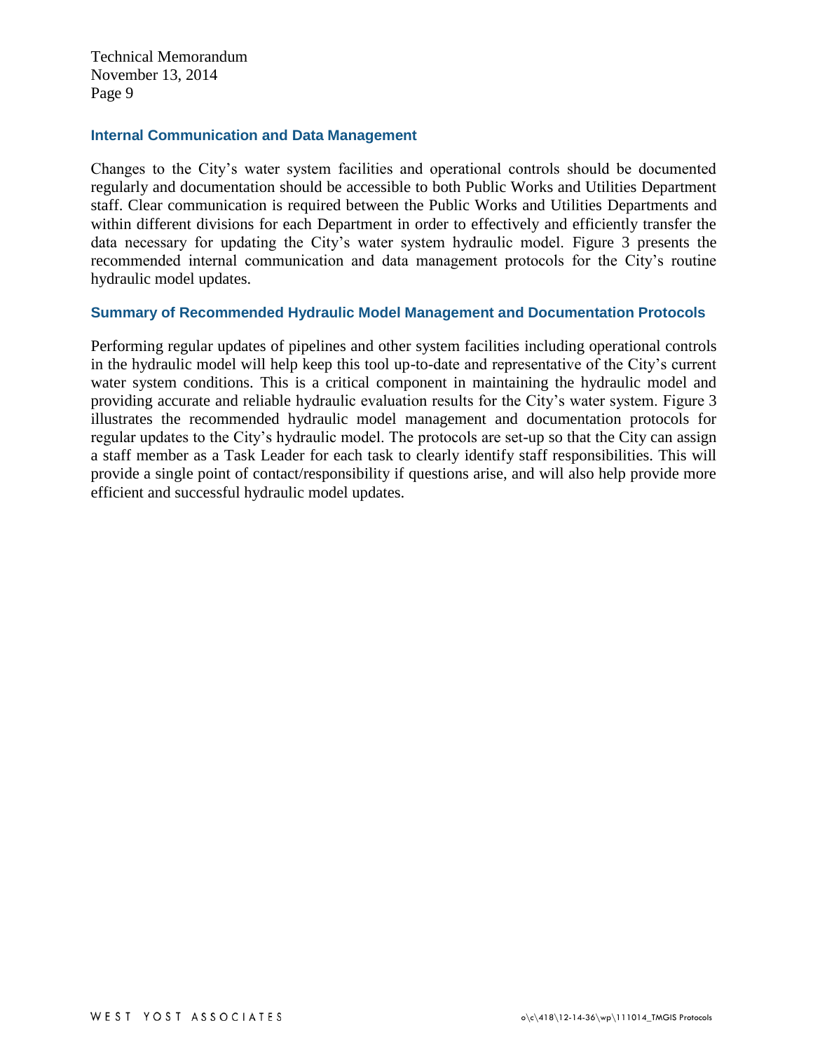### Internal Communication and Data Management

Changes to the City's water system facilities and operational controls should be documented regularly and documentation should be accessible to both Public Works and Utilities Department staff. Clear communication is required between the Public Works and Utilities Departments and within different divisions for each Department in order to effectively and efficiently transfer the data necessary for updating the City's water system hydraulic model. Figure 3 presents the recommended internal communication and data management protocols for the City's routine hydraulic model updates.

### Summary of Recommended Hydraulic Model Management and Documentation Protocols

Performing regular updates of pipelines and other system facilities including operational controls in the hydraulic model will help keep this tool up-to-date and representative of the City's current water system conditions. This is a critical component in maintaining the hydraulic model and providing accurate and reliable hydraulic evaluation results for the City's water system. Figure 3 illustrates the recommended hydraulic model management and documentation protocols for regular updates to the City's hydraulic model. The protocols are set-up so that the City can assign a staff member as a Task Leader for each task to clearly identify staff responsibilities. This will provide a single point of contact/responsibility if questions arise, and will also help provide more efficient and successful hydraulic model updates.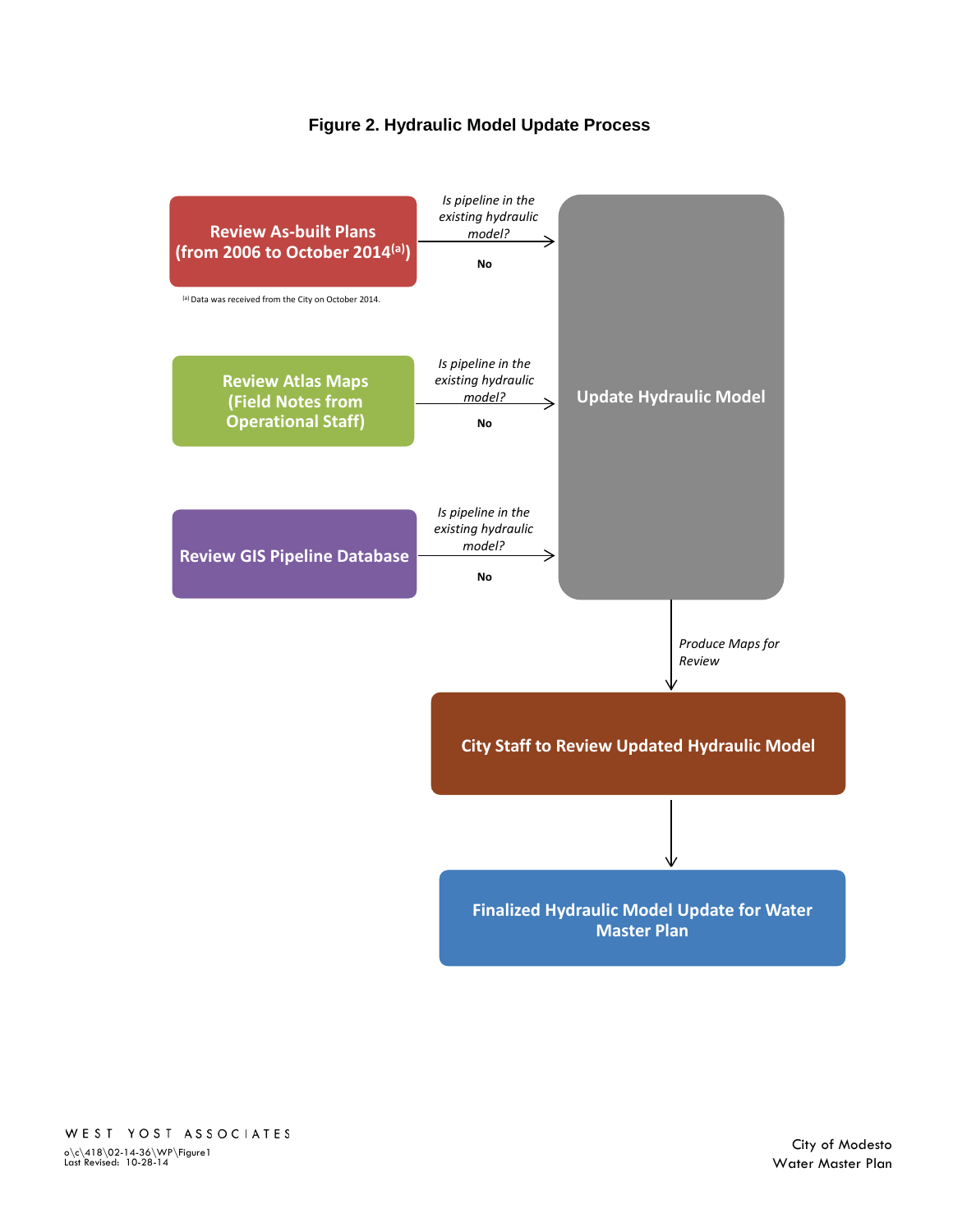**Figure 2. Hydraulic Model Update Process**

**Review As-built Plans (from 2006 to October 2014[a])**

[a] Data was received from the City on October 2014.

*Is pipeline in the existing hydraulic model?*

**No**

**Review Atlas Maps (Field Notes from Operational Staff)**

*Is pipeline in the existing hydraulic model?*

**No**

**Review GIS Pipeline Database**

*Is pipeline in the existing hydraulic model?*

**No**

**Update Hydraulic Model**

*Produce Maps for Review*

**City Staff to Review Updated Hydraulic Model**

**Finalized Hydraulic Model Update for Water Master Plan**

WEST YOST ASSOCIATES
o\c\418\02-14-36\WP\Figure1
Last Revised: 10-28-14

City of Modesto
Water Master Plan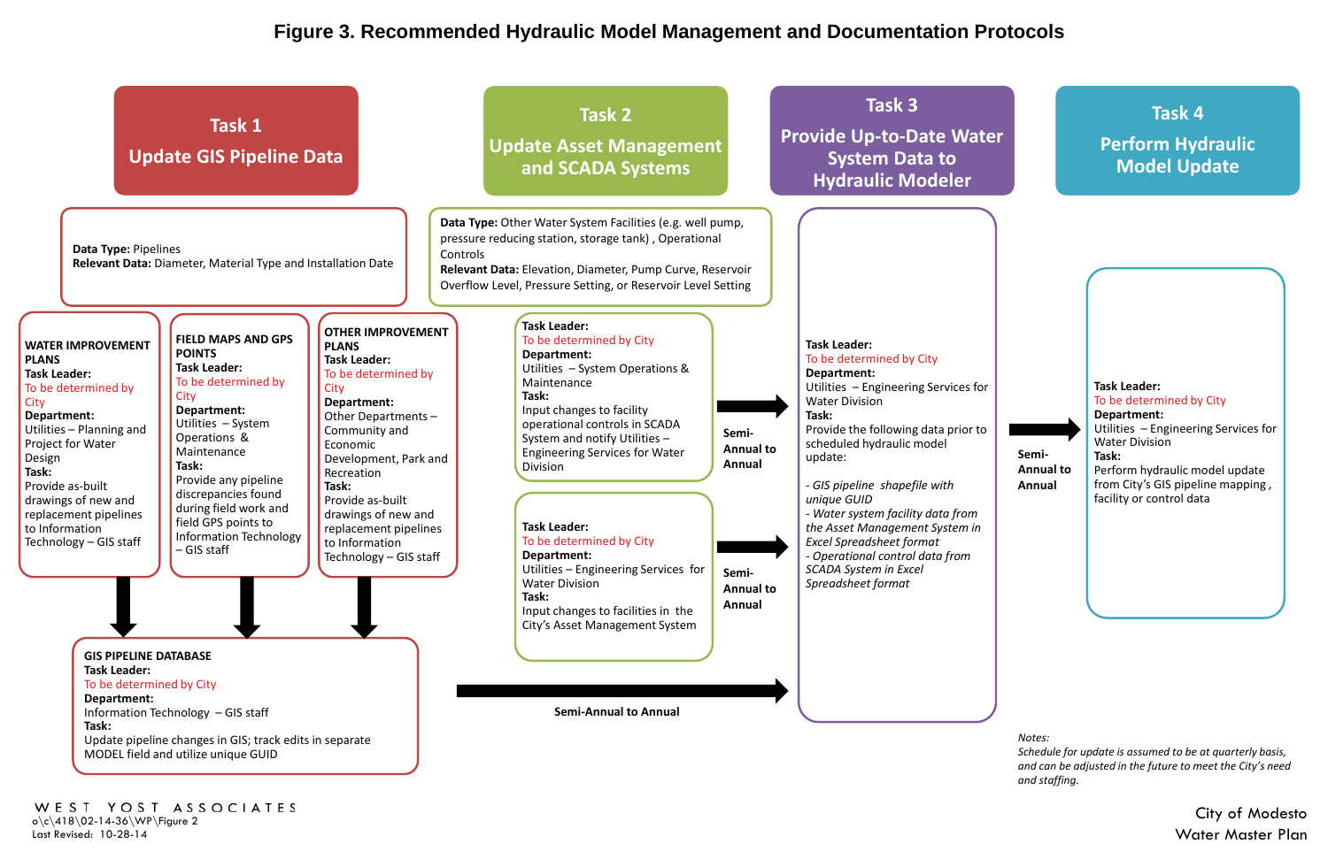# Figure 3. Recommended Hydraulic Model Management and Documentation Protocols

## Task 1
## Update GIS Pipeline Data

**Data Type:** Pipelines
**Relevant Data:** Diameter, Material Type and Installation Date

**WATER IMPROVEMENT PLANS**
**Task Leader:**
To be determined by City
**Department:**
Utilities – Planning and Project for Water Design
**Task:**
Provide as-built drawings of new and replacement pipelines to Information Technology – GIS staff

**FIELD MAPS AND GPS POINTS**
**Task Leader:**
To be determined by City
**Department:**
Utilities – System Operations & Maintenance
**Task:**
Provide any pipeline discrepancies found during field work and field GPS points to Information Technology – GIS staff

**OTHER IMPROVEMENT PLANS**
**Task Leader:**
To be determined by City
**Department:**
Other Departments – Community and Economic Development, Park and Recreation
**Task:**
Provide as-built drawings of new and replacement pipelines to Information Technology – GIS staff

**GIS PIPELINE DATABASE**
**Task Leader:**
To be determined by City
**Department:**
Information Technology – GIS staff
**Task:**
Update pipeline changes in GIS; track edits in separate MODEL field and utilize unique GUID

Semi-Annual to Annual

## Task 2
## Update Asset Management and SCADA Systems

**Data Type:** Other Water System Facilities (e.g. well pump, pressure reducing station, storage tank) , Operational Controls
**Relevant Data:** Elevation, Diameter, Pump Curve, Reservoir Overflow Level, Pressure Setting, or Reservoir Level Setting

**Task Leader:**
To be determined by City
**Department:**
Utilities – System Operations & Maintenance
**Task:**
Input changes to facility operational controls in SCADA System and notify Utilities – Engineering Services for Water Division

Semi-Annual to Annual

**Task Leader:**
To be determined by City
**Department:**
Utilities – Engineering Services for Water Division
**Task:**
Input changes to facilities in the City's Asset Management System

Semi-Annual to Annual

## Task 3
## Provide Up-to-Date Water System Data to Hydraulic Modeler

**Task Leader:**
To be determined by City
**Department:**
Utilities – Engineering Services for Water Division
**Task:**
Provide the following data prior to scheduled hydraulic model update:

*- GIS pipeline shapefile with unique GUID*
*- Water system facility data from the Asset Management System in Excel Spreadsheet format*
*- Operational control data from SCADA System in Excel Spreadsheet format*

Semi-Annual to Annual

## Task 4
## Perform Hydraulic Model Update

**Task Leader:**
To be determined by City
**Department:**
Utilities – Engineering Services for Water Division
**Task:**
Perform hydraulic model update from City's GIS pipeline mapping , facility or control data

*Notes:*
*Schedule for update is assumed to be at quarterly basis, and can be adjusted in the future to meet the City's need and staffing.*

WEST YOST ASSOCIATES
o\c\418\02-14-36\WP\Figure 2
Last Revised: 10-28-14

City of Modesto
Water Master Plan